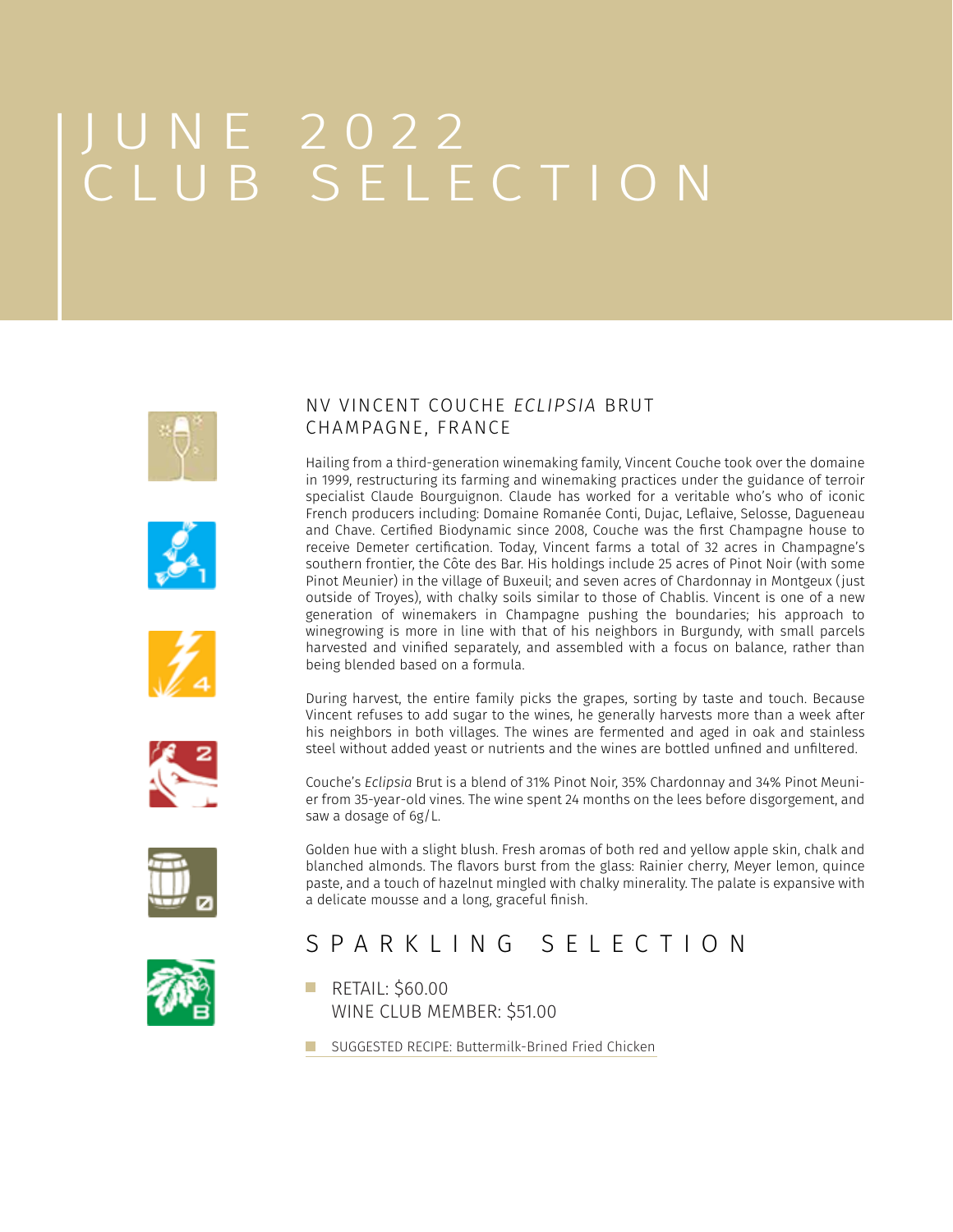# JUNE 2022 CLUB SELECTION

## NV VINCENT COUCHE *ECLIPSIA* BRUT
## CHAMPAGNE, FRANCE

Hailing from a third-generation winemaking family, Vincent Couche took over the domaine in 1999, restructuring its farming and winemaking practices under the guidance of terroir specialist Claude Bourguignon. Claude has worked for a veritable who's who of iconic French producers including: Domaine Romanée Conti, Dujac, Leflaive, Selosse, Dagueneau and Chave. Certified Biodynamic since 2008, Couche was the first Champagne house to receive Demeter certification. Today, Vincent farms a total of 32 acres in Champagne's southern frontier, the Côte des Bar. His holdings include 25 acres of Pinot Noir (with some Pinot Meunier) in the village of Buxeuil; and seven acres of Chardonnay in Montgeux (just outside of Troyes), with chalky soils similar to those of Chablis. Vincent is one of a new generation of winemakers in Champagne pushing the boundaries; his approach to winegrowing is more in line with that of his neighbors in Burgundy, with small parcels harvested and vinified separately, and assembled with a focus on balance, rather than being blended based on a formula.

During harvest, the entire family picks the grapes, sorting by taste and touch. Because Vincent refuses to add sugar to the wines, he generally harvests more than a week after his neighbors in both villages. The wines are fermented and aged in oak and stainless steel without added yeast or nutrients and the wines are bottled unfined and unfiltered.

Couche's *Eclipsia* Brut is a blend of 31% Pinot Noir, 35% Chardonnay and 34% Pinot Meunier from 35-year-old vines. The wine spent 24 months on the lees before disgorgement, and saw a dosage of 6g/L.

Golden hue with a slight blush. Fresh aromas of both red and yellow apple skin, chalk and blanched almonds. The flavors burst from the glass: Rainier cherry, Meyer lemon, quince paste, and a touch of hazelnut mingled with chalky minerality. The palate is expansive with a delicate mousse and a long, graceful finish.

## SPARKLING SELECTION

- RETAIL: $60.00
  WINE CLUB MEMBER: $51.00
- SUGGESTED RECIPE: Buttermilk-Brined Fried Chicken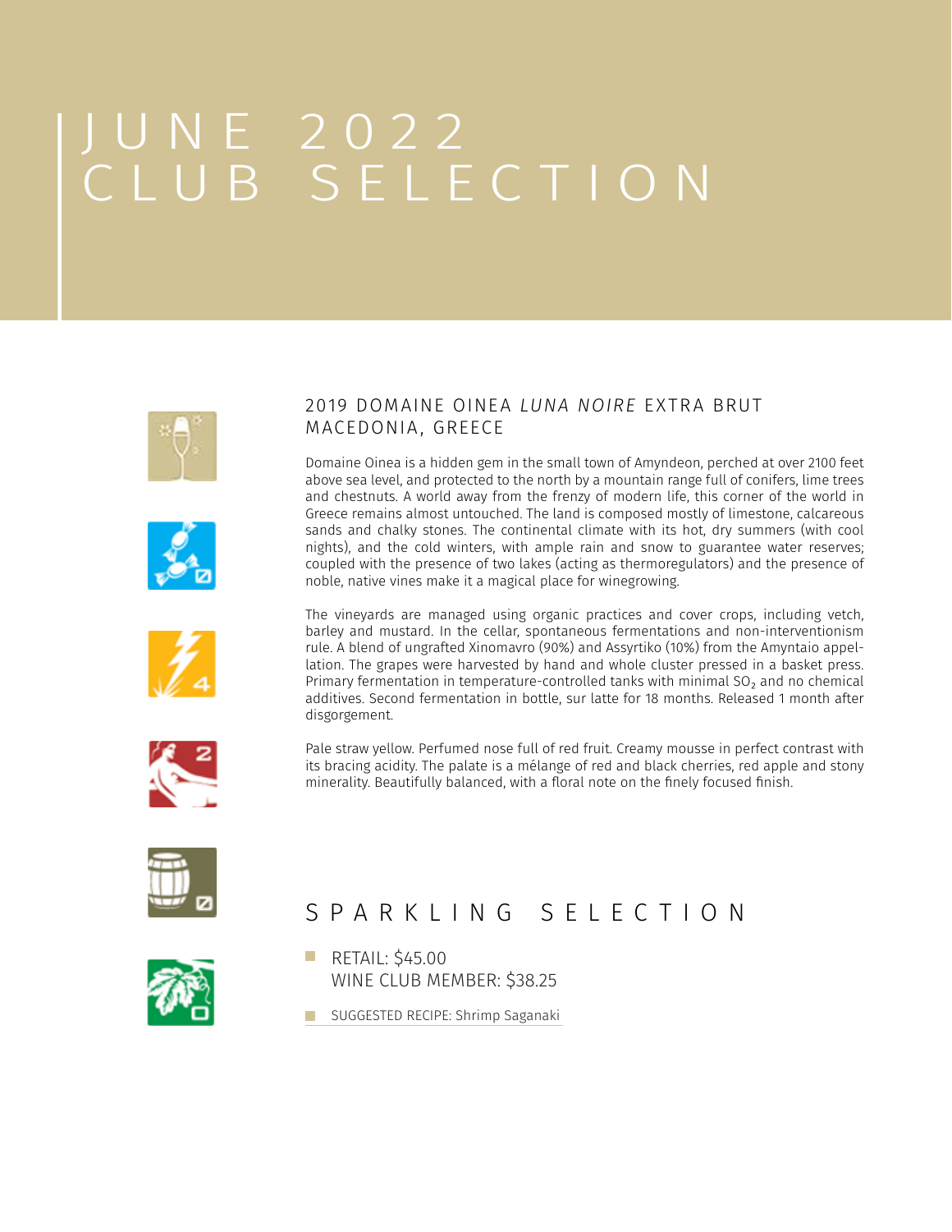# JUNE 2022 CLUB SELECTION

## 2019 DOMAINE OINEA *LUNA NOIRE* EXTRA BRUT MACEDONIA, GREECE

Domaine Oinea is a hidden gem in the small town of Amyndeon, perched at over 2100 feet above sea level, and protected to the north by a mountain range full of conifers, lime trees and chestnuts. A world away from the frenzy of modern life, this corner of the world in Greece remains almost untouched. The land is composed mostly of limestone, calcareous sands and chalky stones. The continental climate with its hot, dry summers (with cool nights), and the cold winters, with ample rain and snow to guarantee water reserves; coupled with the presence of two lakes (acting as thermoregulators) and the presence of noble, native vines make it a magical place for winegrowing.

The vineyards are managed using organic practices and cover crops, including vetch, barley and mustard. In the cellar, spontaneous fermentations and non-interventionism rule. A blend of ungrafted Xinomavro (90%) and Assyrtiko (10%) from the Amyntaio appellation. The grapes were harvested by hand and whole cluster pressed in a basket press. Primary fermentation in temperature-controlled tanks with minimal $SO_2$ and no chemical additives. Second fermentation in bottle, sur latte for 18 months. Released 1 month after disgorgement.

Pale straw yellow. Perfumed nose full of red fruit. Creamy mousse in perfect contrast with its bracing acidity. The palate is a mélange of red and black cherries, red apple and stony minerality. Beautifully balanced, with a floral note on the finely focused finish.

## SPARKLING SELECTION

- RETAIL: $45.00
  WINE CLUB MEMBER: $38.25
- SUGGESTED RECIPE: Shrimp Saganaki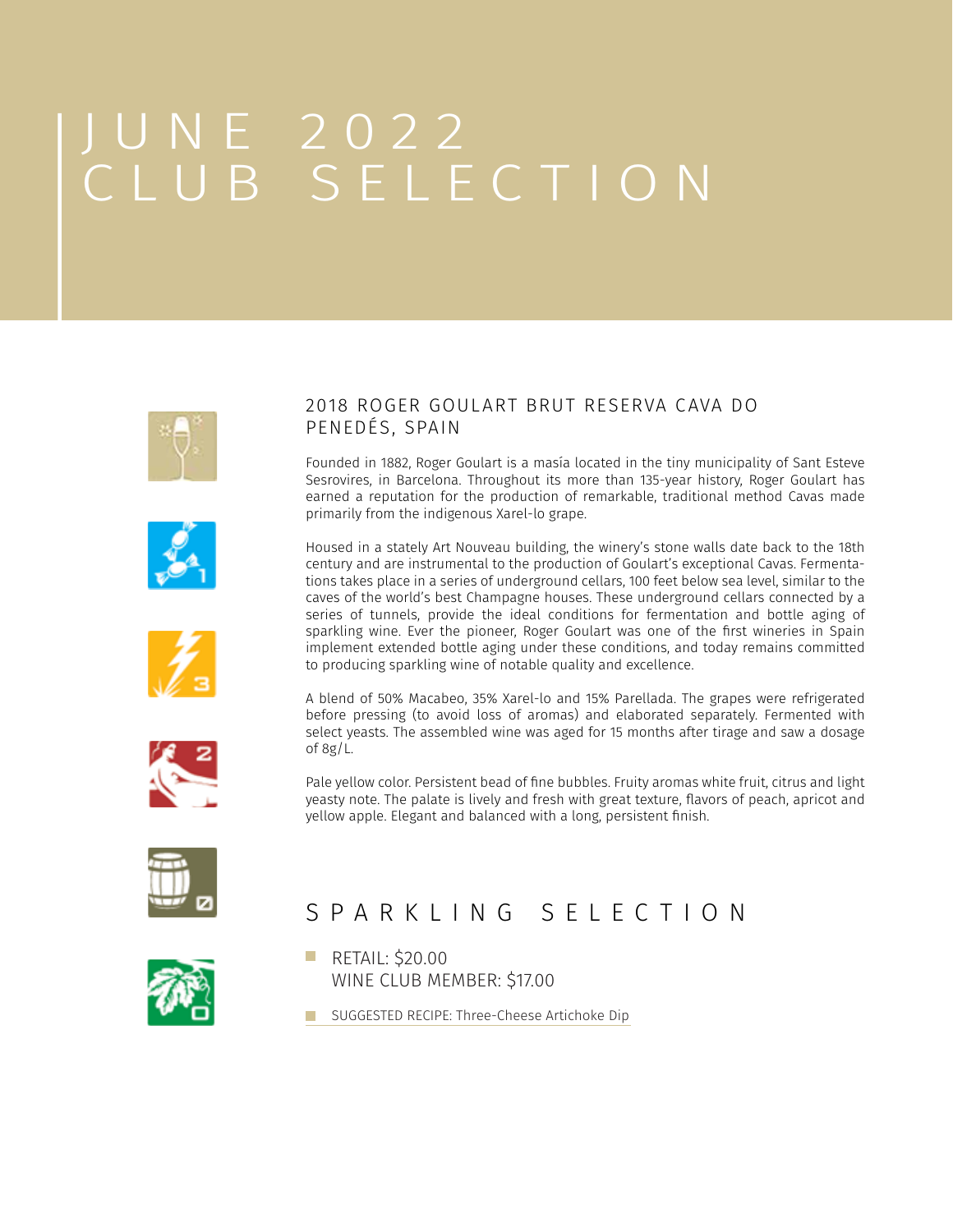# JUNE 2022 CLUB SELECTION

## 2018 ROGER GOULART BRUT RESERVA CAVA DO PENEDÉS, SPAIN

Founded in 1882, Roger Goulart is a masía located in the tiny municipality of Sant Esteve Sesrovires, in Barcelona. Throughout its more than 135-year history, Roger Goulart has earned a reputation for the production of remarkable, traditional method Cavas made primarily from the indigenous Xarel-lo grape.

Housed in a stately Art Nouveau building, the winery's stone walls date back to the 18th century and are instrumental to the production of Goulart's exceptional Cavas. Fermentations takes place in a series of underground cellars, 100 feet below sea level, similar to the caves of the world's best Champagne houses. These underground cellars connected by a series of tunnels, provide the ideal conditions for fermentation and bottle aging of sparkling wine. Ever the pioneer, Roger Goulart was one of the first wineries in Spain implement extended bottle aging under these conditions, and today remains committed to producing sparkling wine of notable quality and excellence.

A blend of 50% Macabeo, 35% Xarel-lo and 15% Parellada. The grapes were refrigerated before pressing (to avoid loss of aromas) and elaborated separately. Fermented with select yeasts. The assembled wine was aged for 15 months after tirage and saw a dosage of 8g/L.

Pale yellow color. Persistent bead of fine bubbles. Fruity aromas white fruit, citrus and light yeasty note. The palate is lively and fresh with great texture, flavors of peach, apricot and yellow apple. Elegant and balanced with a long, persistent finish.

## SPARKLING SELECTION

- RETAIL: $20.00
  WINE CLUB MEMBER: $17.00
- SUGGESTED RECIPE: Three-Cheese Artichoke Dip